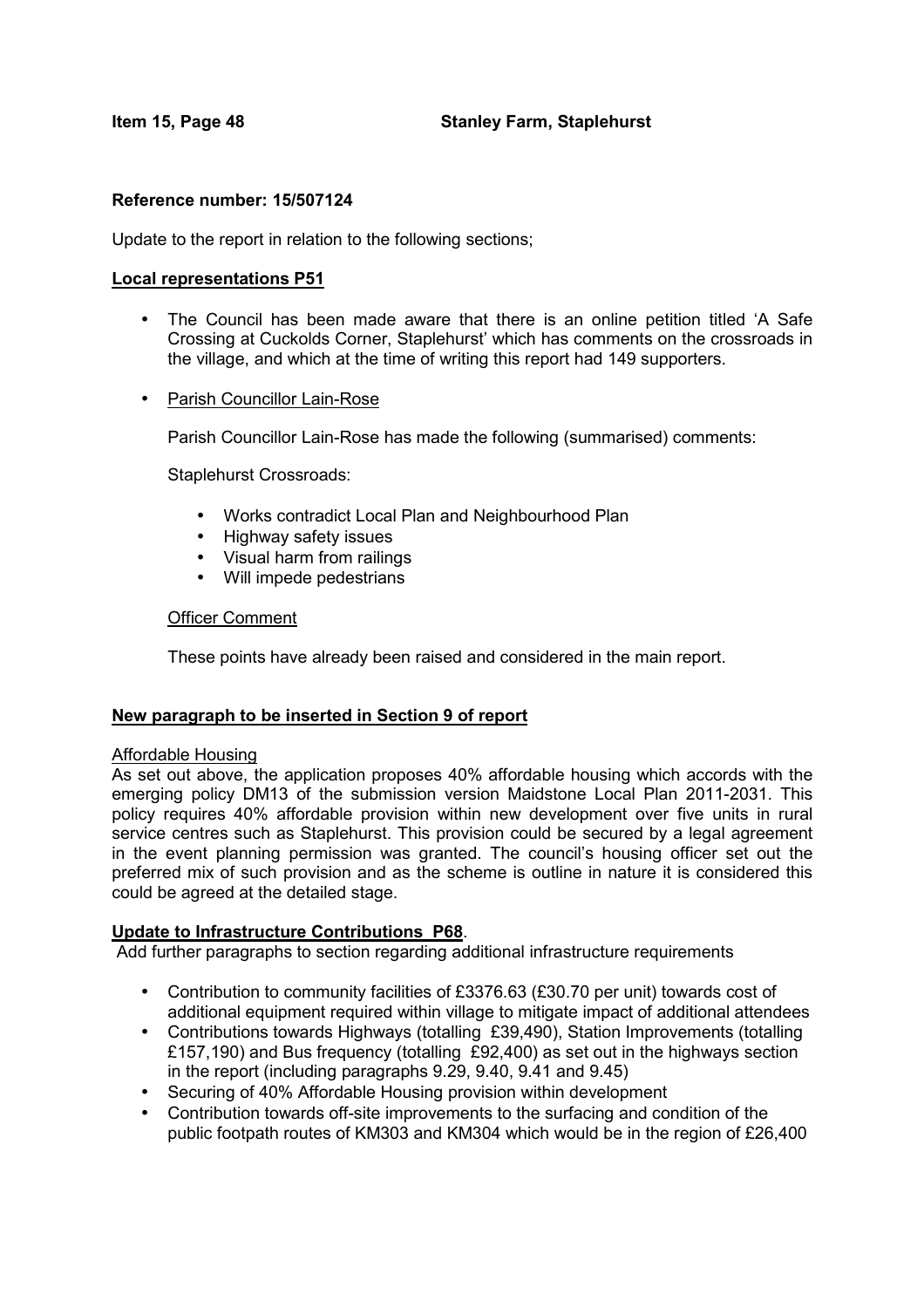**Item 15, Page 48** **Stanley Farm, Staplehurst**

**Reference number: 15/507124**

Update to the report in relation to the following sections;

**Local representations P51**

- The Council has been made aware that there is an online petition titled 'A Safe Crossing at Cuckolds Corner, Staplehurst' which has comments on the crossroads in the village, and which at the time of writing this report had 149 supporters.

- Parish Councillor Lain-Rose

  Parish Councillor Lain-Rose has made the following (summarised) comments:

  Staplehurst Crossroads:

  - Works contradict Local Plan and Neighbourhood Plan
  - Highway safety issues
  - Visual harm from railings
  - Will impede pedestrians

  Officer Comment

  These points have already been raised and considered in the main report.

**New paragraph to be inserted in Section 9 of report**

Affordable Housing

As set out above, the application proposes 40% affordable housing which accords with the emerging policy DM13 of the submission version Maidstone Local Plan 2011-2031. This policy requires 40% affordable provision within new development over five units in rural service centres such as Staplehurst. This provision could be secured by a legal agreement in the event planning permission was granted. The council's housing officer set out the preferred mix of such provision and as the scheme is outline in nature it is considered this could be agreed at the detailed stage.

**Update to Infrastructure Contributions P68**.

Add further paragraphs to section regarding additional infrastructure requirements

- Contribution to community facilities of £3376.63 (£30.70 per unit) towards cost of additional equipment required within village to mitigate impact of additional attendees
- Contributions towards Highways (totalling £39,490), Station Improvements (totalling £157,190) and Bus frequency (totalling £92,400) as set out in the highways section in the report (including paragraphs 9.29, 9.40, 9.41 and 9.45)
- Securing of 40% Affordable Housing provision within development
- Contribution towards off-site improvements to the surfacing and condition of the public footpath routes of KM303 and KM304 which would be in the region of £26,400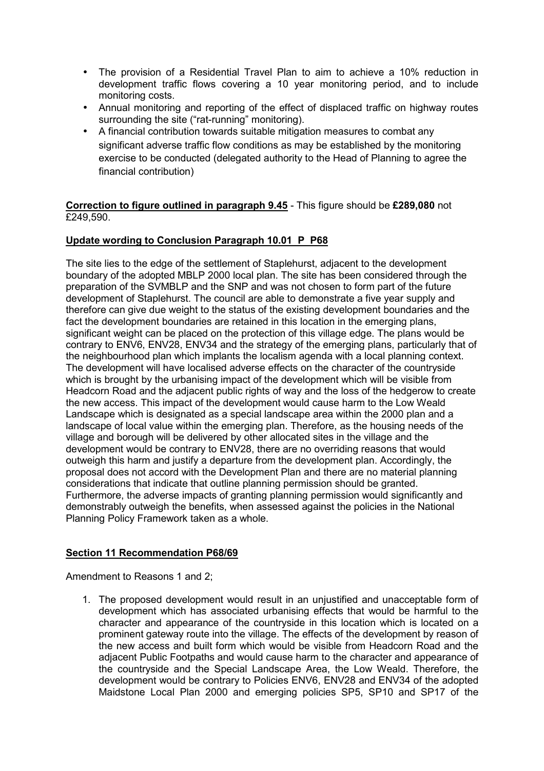- The provision of a Residential Travel Plan to aim to achieve a 10% reduction in development traffic flows covering a 10 year monitoring period, and to include monitoring costs.
- Annual monitoring and reporting of the effect of displaced traffic on highway routes surrounding the site ("rat-running" monitoring).
- A financial contribution towards suitable mitigation measures to combat any significant adverse traffic flow conditions as may be established by the monitoring exercise to be conducted (delegated authority to the Head of Planning to agree the financial contribution)

**Correction to figure outlined in paragraph 9.45** - This figure should be **£289,080** not £249,590.

**Update wording to Conclusion Paragraph 10.01 P P68**

The site lies to the edge of the settlement of Staplehurst, adjacent to the development boundary of the adopted MBLP 2000 local plan. The site has been considered through the preparation of the SVMBLP and the SNP and was not chosen to form part of the future development of Staplehurst. The council are able to demonstrate a five year supply and therefore can give due weight to the status of the existing development boundaries and the fact the development boundaries are retained in this location in the emerging plans, significant weight can be placed on the protection of this village edge. The plans would be contrary to ENV6, ENV28, ENV34 and the strategy of the emerging plans, particularly that of the neighbourhood plan which implants the localism agenda with a local planning context. The development will have localised adverse effects on the character of the countryside which is brought by the urbanising impact of the development which will be visible from Headcorn Road and the adjacent public rights of way and the loss of the hedgerow to create the new access. This impact of the development would cause harm to the Low Weald Landscape which is designated as a special landscape area within the 2000 plan and a landscape of local value within the emerging plan. Therefore, as the housing needs of the village and borough will be delivered by other allocated sites in the village and the development would be contrary to ENV28, there are no overriding reasons that would outweigh this harm and justify a departure from the development plan. Accordingly, the proposal does not accord with the Development Plan and there are no material planning considerations that indicate that outline planning permission should be granted. Furthermore, the adverse impacts of granting planning permission would significantly and demonstrably outweigh the benefits, when assessed against the policies in the National Planning Policy Framework taken as a whole.

**Section 11 Recommendation P68/69**

Amendment to Reasons 1 and 2;

1. The proposed development would result in an unjustified and unacceptable form of development which has associated urbanising effects that would be harmful to the character and appearance of the countryside in this location which is located on a prominent gateway route into the village. The effects of the development by reason of the new access and built form which would be visible from Headcorn Road and the adjacent Public Footpaths and would cause harm to the character and appearance of the countryside and the Special Landscape Area, the Low Weald. Therefore, the development would be contrary to Policies ENV6, ENV28 and ENV34 of the adopted Maidstone Local Plan 2000 and emerging policies SP5, SP10 and SP17 of the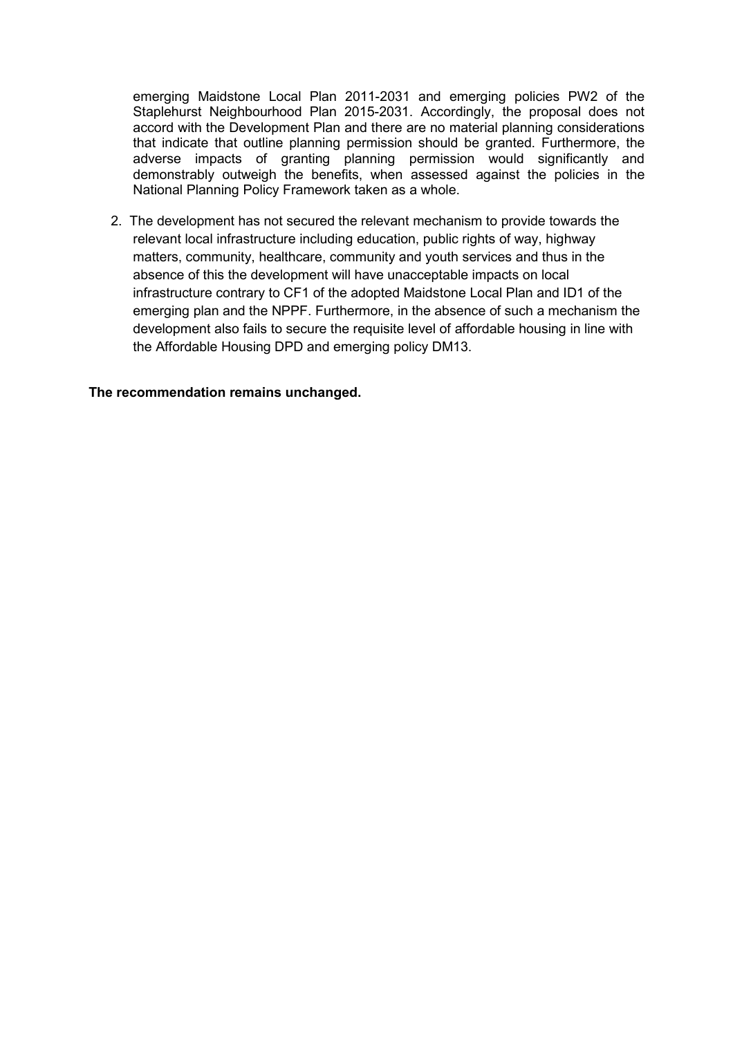emerging Maidstone Local Plan 2011-2031 and emerging policies PW2 of the Staplehurst Neighbourhood Plan 2015-2031. Accordingly, the proposal does not accord with the Development Plan and there are no material planning considerations that indicate that outline planning permission should be granted. Furthermore, the adverse impacts of granting planning permission would significantly and demonstrably outweigh the benefits, when assessed against the policies in the National Planning Policy Framework taken as a whole.

2. The development has not secured the relevant mechanism to provide towards the relevant local infrastructure including education, public rights of way, highway matters, community, healthcare, community and youth services and thus in the absence of this the development will have unacceptable impacts on local infrastructure contrary to CF1 of the adopted Maidstone Local Plan and ID1 of the emerging plan and the NPPF. Furthermore, in the absence of such a mechanism the development also fails to secure the requisite level of affordable housing in line with the Affordable Housing DPD and emerging policy DM13.

**The recommendation remains unchanged.**